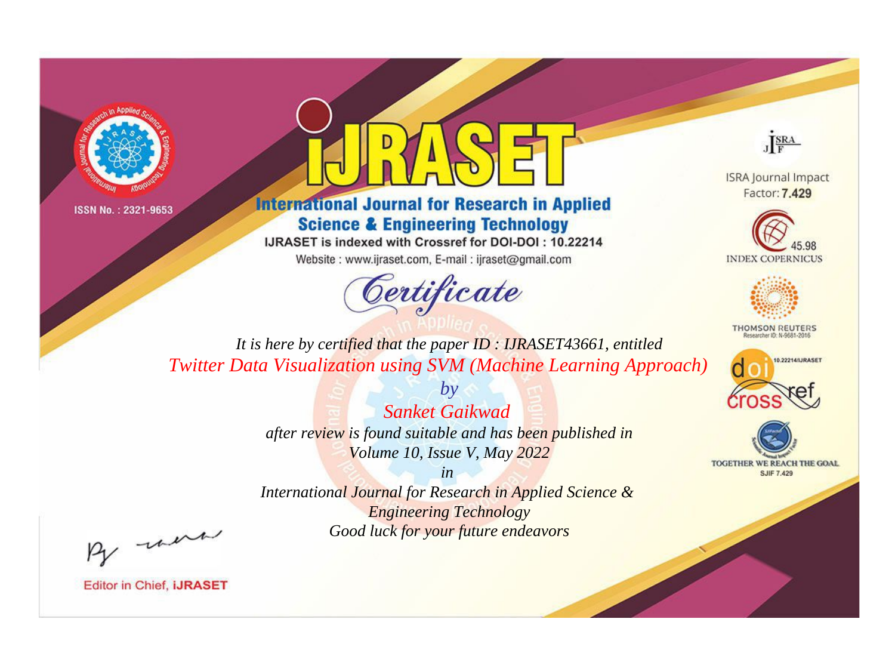ISSN No. : 2321-9653

# iJRASET

## International Journal for Research in Applied Science & Engineering Technology

IJRASET is indexed with Crossref for DOI-DOI : 10.22214

Website : www.ijraset.com, E-mail : ijraset@gmail.com

ISRA Journal Impact Factor: **7.429**

45.98 INDEX COPERNICUS

THOMSON REUTERS Researcher ID: N-9681-2016

10.22214/IJRASET

TOGETHER WE REACH THE GOAL SJIF 7.429

# *Certificate*

*It is here by certified that the paper ID : IJRASET43661, entitled*

*Twitter Data Visualization using SVM (Machine Learning Approach)*

*by*

*Sanket Gaikwad*

*after review is found suitable and has been published in*

*Volume 10, Issue V, May 2022*

*in*

*International Journal for Research in Applied Science & Engineering Technology*

*Good luck for your future endeavors*

Editor in Chief, **iJRASET**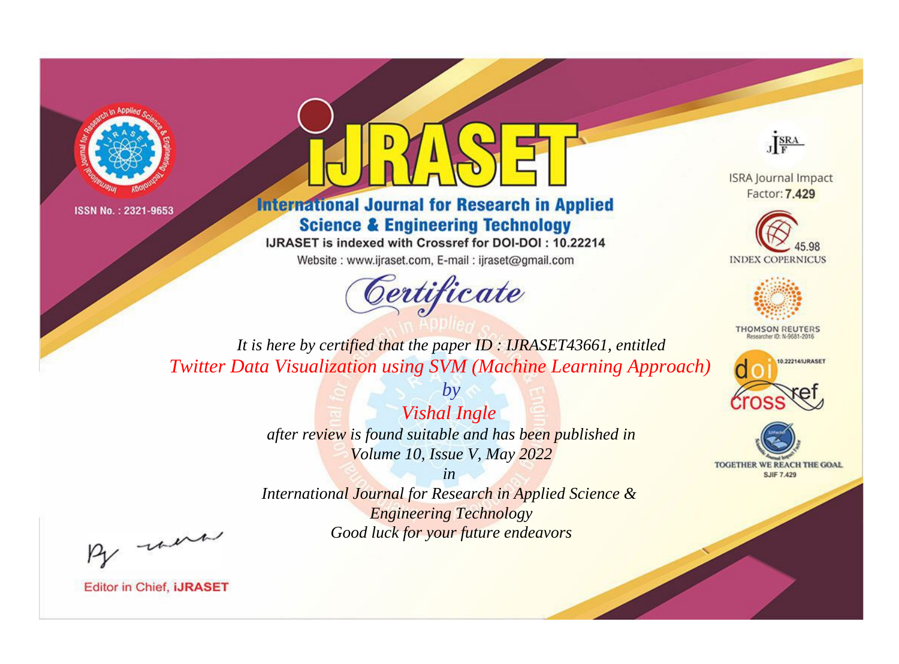ISSN No. : 2321-9653

# IJRASET

## International Journal for Research in Applied Science & Engineering Technology

IJRASET is indexed with Crossref for DOI-DOI : 10.22214

Website : www.ijraset.com, E-mail : ijraset@gmail.com

ISRA Journal Impact Factor: **7.429**

45.98 INDEX COPERNICUS

THOMSON REUTERS Researcher ID: N-9681-2016

10.22214/IJRASET

TOGETHER WE REACH THE GOAL SJIF 7.429

## *Certificate*

*It is here by certified that the paper ID : IJRASET43661, entitled*

*Twitter Data Visualization using SVM (Machine Learning Approach)*

*by*

*Vishal Ingle*

*after review is found suitable and has been published in*

*Volume 10, Issue V, May 2022*

*in*

*International Journal for Research in Applied Science & Engineering Technology*

*Good luck for your future endeavors*

Editor in Chief, **iJRASET**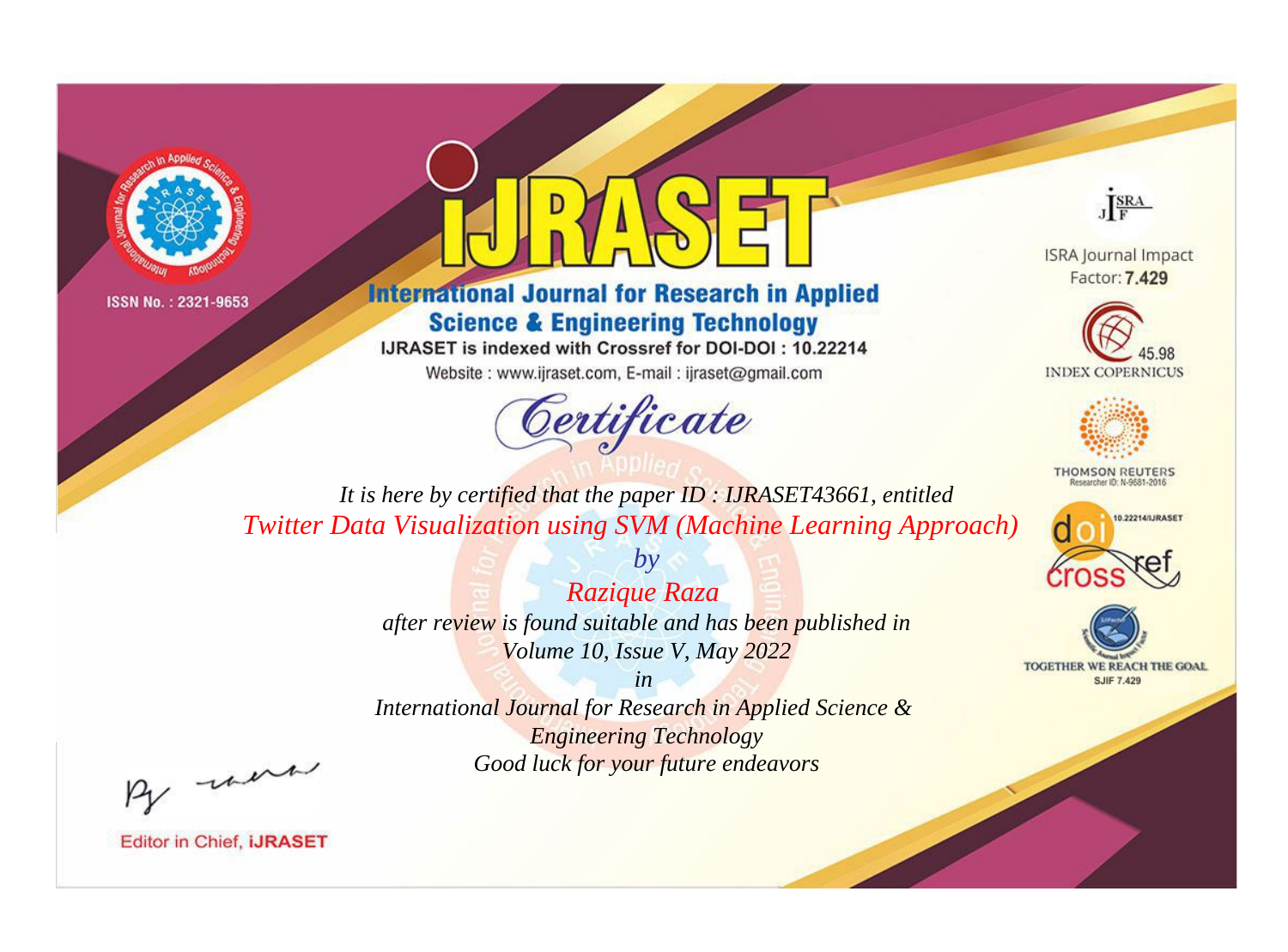ISSN No. : 2321-9653

# iJRASET

## International Journal for Research in Applied Science & Engineering Technology

IJRASET is indexed with Crossref for DOI-DOI : 10.22214

Website : www.ijraset.com, E-mail : ijraset@gmail.com

# Certificate

*It is here by certified that the paper ID : IJRASET43661, entitled*

*Twitter Data Visualization using SVM (Machine Learning Approach)*

*by*

*Razique Raza*

*after review is found suitable and has been published in*

*Volume 10, Issue V, May 2022*

*in*

*International Journal for Research in Applied Science & Engineering Technology*

*Good luck for your future endeavors*

ISRA Journal Impact Factor: **7.429**

45.98 INDEX COPERNICUS

THOMSON REUTERS Researcher ID: N-9681-2016

10.22214/IJRASET

TOGETHER WE REACH THE GOAL SJIF 7.429

Editor in Chief, **iJRASET**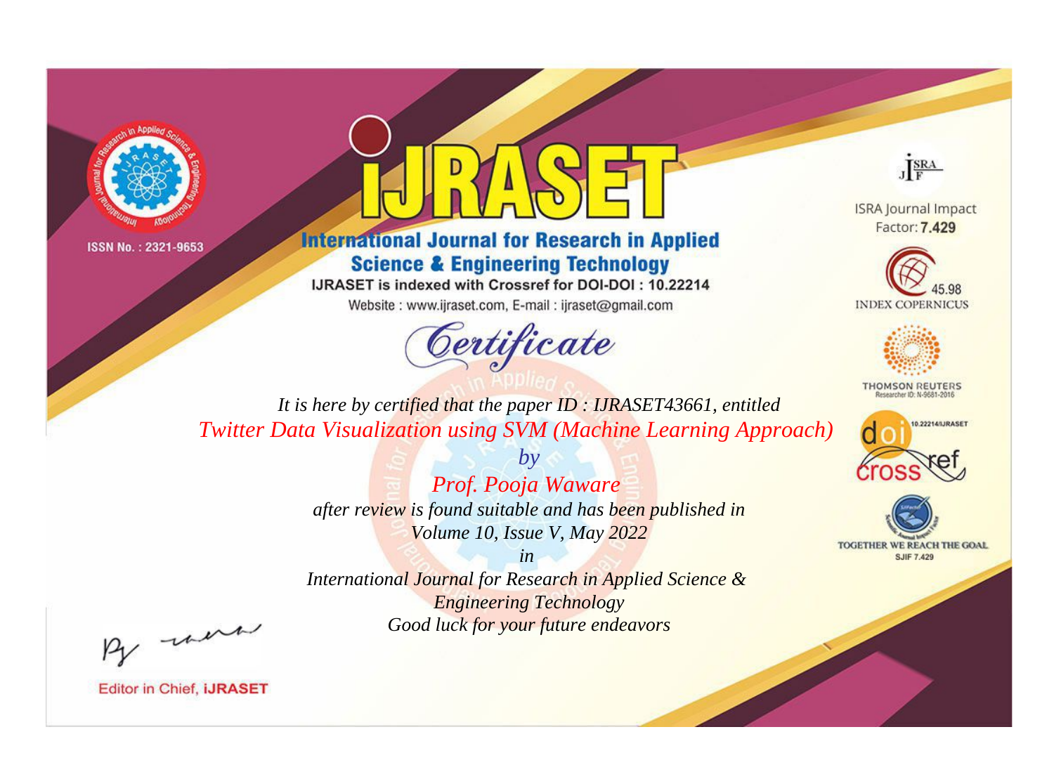ISSN No. : 2321-9653

# IJRASET

## International Journal for Research in Applied Science & Engineering Technology

IJRASET is indexed with Crossref for DOI-DOI : 10.22214

Website : www.ijraset.com, E-mail : ijraset@gmail.com

ISRA Journal Impact Factor: **7.429**

45.98 INDEX COPERNICUS

THOMSON REUTERS Researcher ID: N-9681-2016

10.22214/IJRASET

TOGETHER WE REACH THE GOAL SJIF 7.429

# *Certificate*

*It is here by certified that the paper ID : IJRASET43661, entitled*

*Twitter Data Visualization using SVM (Machine Learning Approach)*

*by*

*Prof. Pooja Waware*

*after review is found suitable and has been published in*

*Volume 10, Issue V, May 2022*

*in*

*International Journal for Research in Applied Science & Engineering Technology*

*Good luck for your future endeavors*

Editor in Chief, **iJRASET**